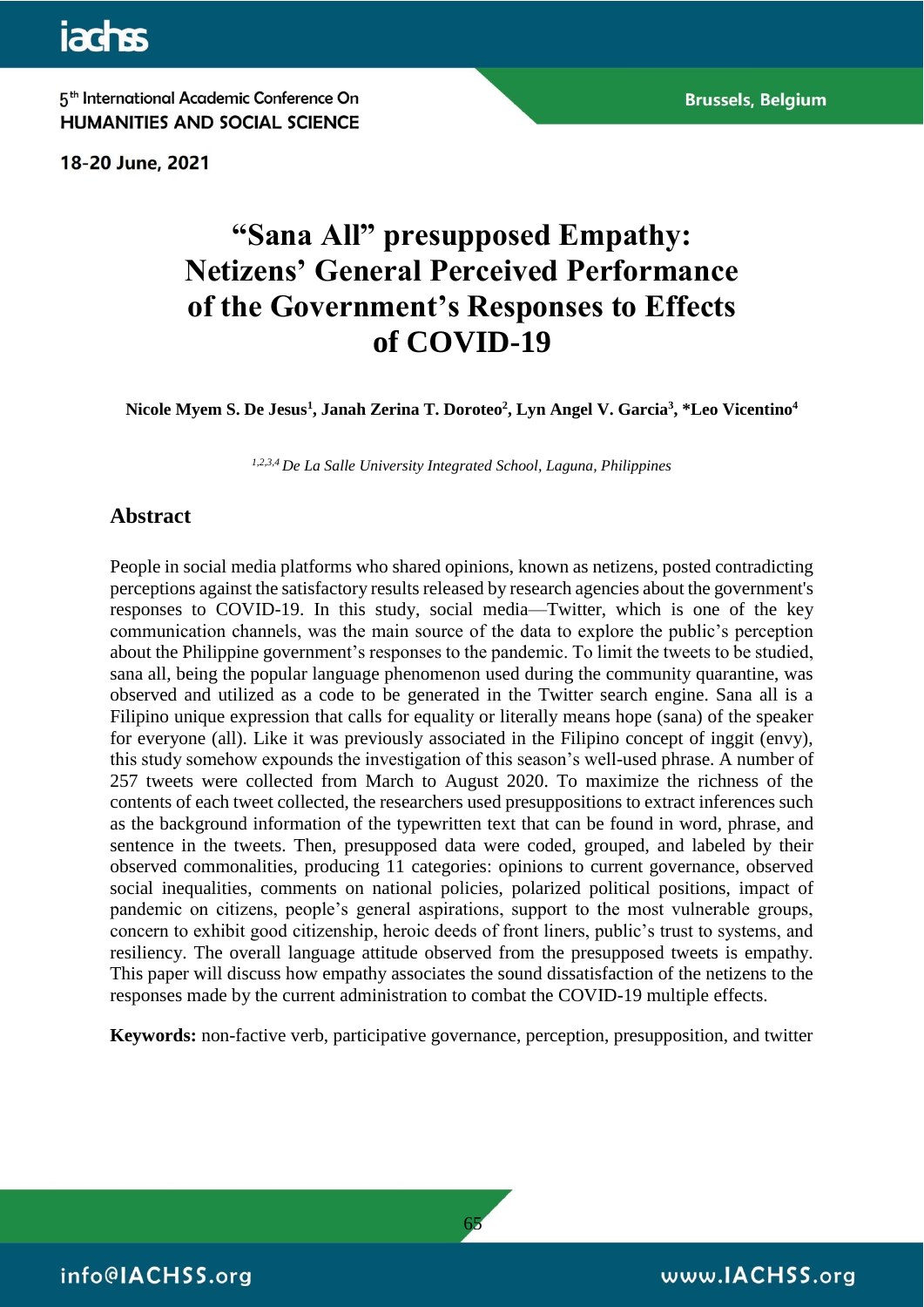# "Sana All" presupposed Empathy: Netizens' General Perceived Performance of the Government's Responses to Effects of COVID-19

**Nicole Myem S. De Jesus[1], Janah Zerina T. Doroteo[2], Lyn Angel V. Garcia[3], *Leo Vicentino[4]**

*[1,2,3,4] De La Salle University Integrated School, Laguna, Philippines*

## Abstract

People in social media platforms who shared opinions, known as netizens, posted contradicting perceptions against the satisfactory results released by research agencies about the government's responses to COVID-19. In this study, social media—Twitter, which is one of the key communication channels, was the main source of the data to explore the public's perception about the Philippine government's responses to the pandemic. To limit the tweets to be studied, sana all, being the popular language phenomenon used during the community quarantine, was observed and utilized as a code to be generated in the Twitter search engine. Sana all is a Filipino unique expression that calls for equality or literally means hope (sana) of the speaker for everyone (all). Like it was previously associated in the Filipino concept of inggit (envy), this study somehow expounds the investigation of this season's well-used phrase. A number of 257 tweets were collected from March to August 2020. To maximize the richness of the contents of each tweet collected, the researchers used presuppositions to extract inferences such as the background information of the typewritten text that can be found in word, phrase, and sentence in the tweets. Then, presupposed data were coded, grouped, and labeled by their observed commonalities, producing 11 categories: opinions to current governance, observed social inequalities, comments on national policies, polarized political positions, impact of pandemic on citizens, people's general aspirations, support to the most vulnerable groups, concern to exhibit good citizenship, heroic deeds of front liners, public's trust to systems, and resiliency. The overall language attitude observed from the presupposed tweets is empathy. This paper will discuss how empathy associates the sound dissatisfaction of the netizens to the responses made by the current administration to combat the COVID-19 multiple effects.

**Keywords:** non-factive verb, participative governance, perception, presupposition, and twitter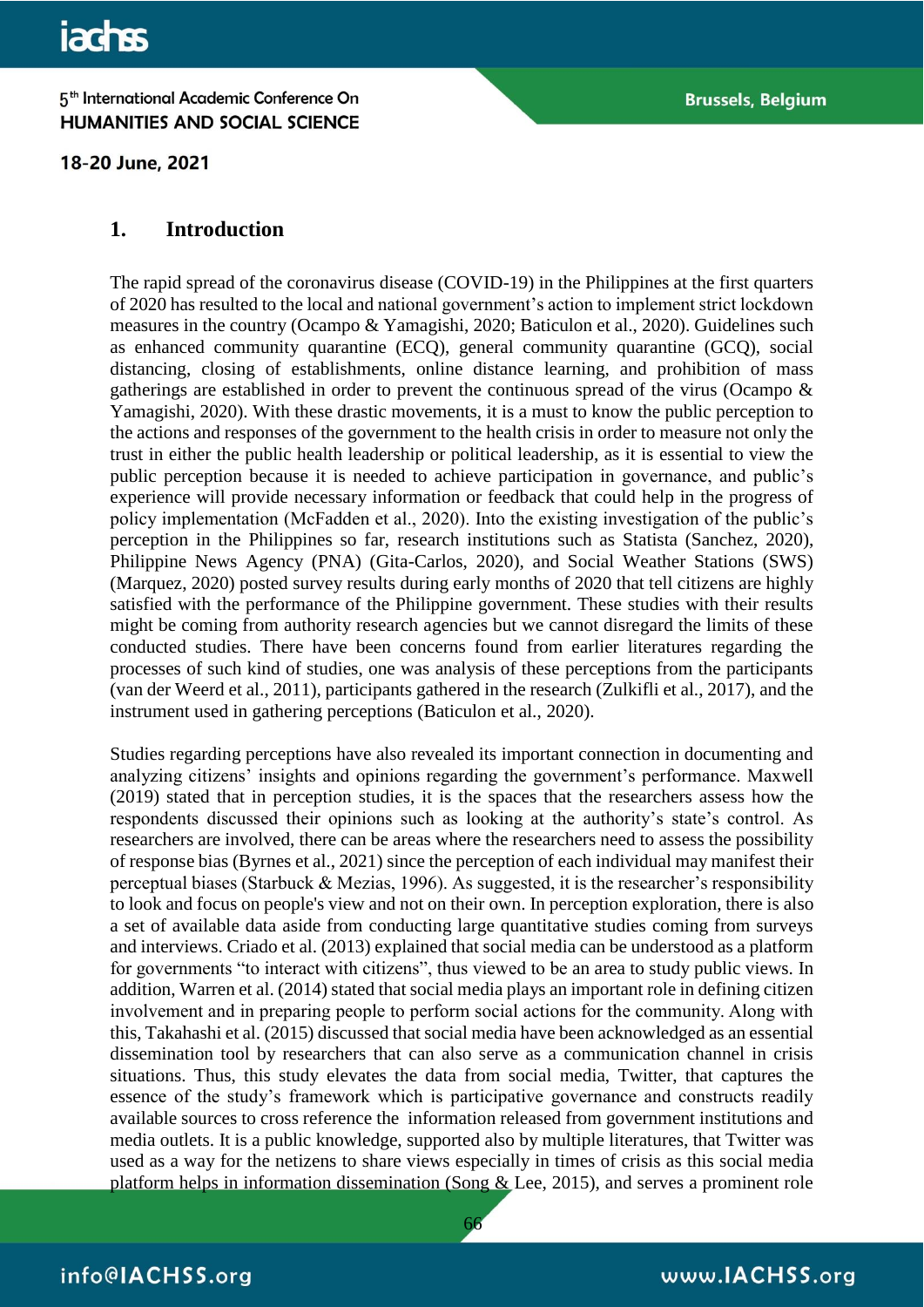## 1. Introduction

The rapid spread of the coronavirus disease (COVID-19) in the Philippines at the first quarters of 2020 has resulted to the local and national government's action to implement strict lockdown measures in the country (Ocampo & Yamagishi, 2020; Baticulon et al., 2020). Guidelines such as enhanced community quarantine (ECQ), general community quarantine (GCQ), social distancing, closing of establishments, online distance learning, and prohibition of mass gatherings are established in order to prevent the continuous spread of the virus (Ocampo & Yamagishi, 2020). With these drastic movements, it is a must to know the public perception to the actions and responses of the government to the health crisis in order to measure not only the trust in either the public health leadership or political leadership, as it is essential to view the public perception because it is needed to achieve participation in governance, and public's experience will provide necessary information or feedback that could help in the progress of policy implementation (McFadden et al., 2020). Into the existing investigation of the public's perception in the Philippines so far, research institutions such as Statista (Sanchez, 2020), Philippine News Agency (PNA) (Gita-Carlos, 2020), and Social Weather Stations (SWS) (Marquez, 2020) posted survey results during early months of 2020 that tell citizens are highly satisfied with the performance of the Philippine government. These studies with their results might be coming from authority research agencies but we cannot disregard the limits of these conducted studies. There have been concerns found from earlier literatures regarding the processes of such kind of studies, one was analysis of these perceptions from the participants (van der Weerd et al., 2011), participants gathered in the research (Zulkifli et al., 2017), and the instrument used in gathering perceptions (Baticulon et al., 2020).

Studies regarding perceptions have also revealed its important connection in documenting and analyzing citizens' insights and opinions regarding the government's performance. Maxwell (2019) stated that in perception studies, it is the spaces that the researchers assess how the respondents discussed their opinions such as looking at the authority's state's control. As researchers are involved, there can be areas where the researchers need to assess the possibility of response bias (Byrnes et al., 2021) since the perception of each individual may manifest their perceptual biases (Starbuck & Mezias, 1996). As suggested, it is the researcher's responsibility to look and focus on people's view and not on their own. In perception exploration, there is also a set of available data aside from conducting large quantitative studies coming from surveys and interviews. Criado et al. (2013) explained that social media can be understood as a platform for governments "to interact with citizens", thus viewed to be an area to study public views. In addition, Warren et al. (2014) stated that social media plays an important role in defining citizen involvement and in preparing people to perform social actions for the community. Along with this, Takahashi et al. (2015) discussed that social media have been acknowledged as an essential dissemination tool by researchers that can also serve as a communication channel in crisis situations. Thus, this study elevates the data from social media, Twitter, that captures the essence of the study's framework which is participative governance and constructs readily available sources to cross reference the information released from government institutions and media outlets. It is a public knowledge, supported also by multiple literatures, that Twitter was used as a way for the netizens to share views especially in times of crisis as this social media platform helps in information dissemination (Song & Lee, 2015), and serves a prominent role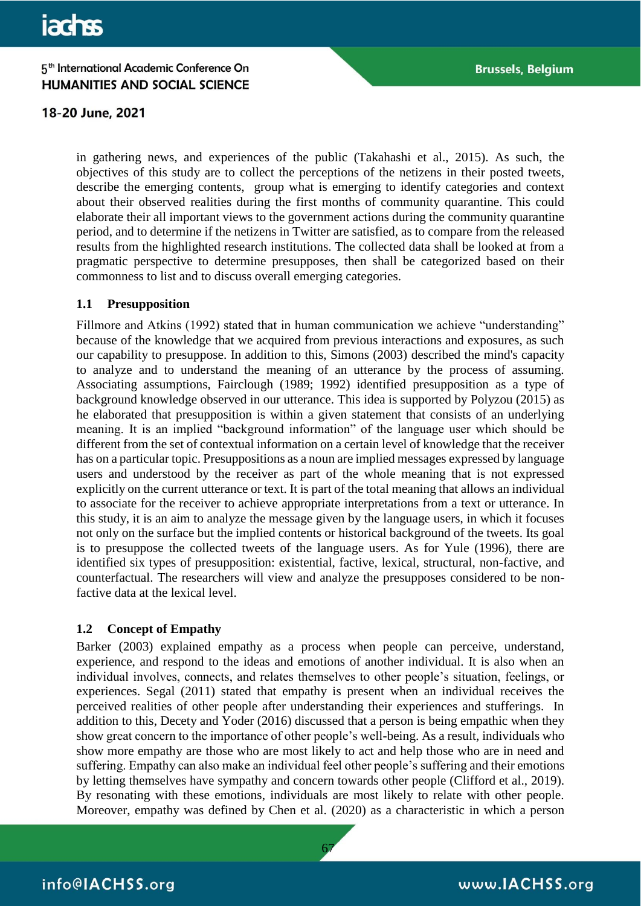in gathering news, and experiences of the public (Takahashi et al., 2015). As such, the objectives of this study are to collect the perceptions of the netizens in their posted tweets, describe the emerging contents, group what is emerging to identify categories and context about their observed realities during the first months of community quarantine. This could elaborate their all important views to the government actions during the community quarantine period, and to determine if the netizens in Twitter are satisfied, as to compare from the released results from the highlighted research institutions. The collected data shall be looked at from a pragmatic perspective to determine presupposes, then shall be categorized based on their commonness to list and to discuss overall emerging categories.

### 1.1 Presupposition

Fillmore and Atkins (1992) stated that in human communication we achieve "understanding" because of the knowledge that we acquired from previous interactions and exposures, as such our capability to presuppose. In addition to this, Simons (2003) described the mind's capacity to analyze and to understand the meaning of an utterance by the process of assuming. Associating assumptions, Fairclough (1989; 1992) identified presupposition as a type of background knowledge observed in our utterance. This idea is supported by Polyzou (2015) as he elaborated that presupposition is within a given statement that consists of an underlying meaning. It is an implied "background information" of the language user which should be different from the set of contextual information on a certain level of knowledge that the receiver has on a particular topic. Presuppositions as a noun are implied messages expressed by language users and understood by the receiver as part of the whole meaning that is not expressed explicitly on the current utterance or text. It is part of the total meaning that allows an individual to associate for the receiver to achieve appropriate interpretations from a text or utterance. In this study, it is an aim to analyze the message given by the language users, in which it focuses not only on the surface but the implied contents or historical background of the tweets. Its goal is to presuppose the collected tweets of the language users. As for Yule (1996), there are identified six types of presupposition: existential, factive, lexical, structural, non-factive, and counterfactual. The researchers will view and analyze the presupposes considered to be non-factive data at the lexical level.

### 1.2 Concept of Empathy

Barker (2003) explained empathy as a process when people can perceive, understand, experience, and respond to the ideas and emotions of another individual. It is also when an individual involves, connects, and relates themselves to other people's situation, feelings, or experiences. Segal (2011) stated that empathy is present when an individual receives the perceived realities of other people after understanding their experiences and stufferings. In addition to this, Decety and Yoder (2016) discussed that a person is being empathic when they show great concern to the importance of other people's well-being. As a result, individuals who show more empathy are those who are most likely to act and help those who are in need and suffering. Empathy can also make an individual feel other people's suffering and their emotions by letting themselves have sympathy and concern towards other people (Clifford et al., 2019). By resonating with these emotions, individuals are most likely to relate with other people. Moreover, empathy was defined by Chen et al. (2020) as a characteristic in which a person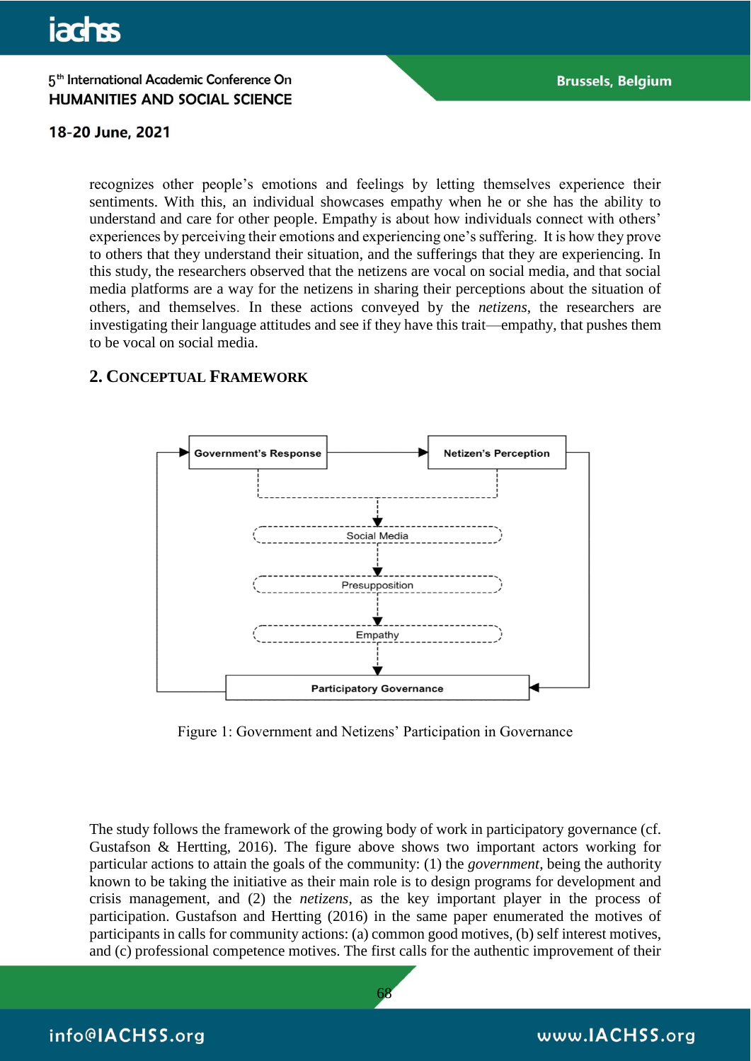recognizes other people's emotions and feelings by letting themselves experience their sentiments. With this, an individual showcases empathy when he or she has the ability to understand and care for other people. Empathy is about how individuals connect with others' experiences by perceiving their emotions and experiencing one's suffering. It is how they prove to others that they understand their situation, and the sufferings that they are experiencing. In this study, the researchers observed that the netizens are vocal on social media, and that social media platforms are a way for the netizens in sharing their perceptions about the situation of others, and themselves. In these actions conveyed by the *netizens*, the researchers are investigating their language attitudes and see if they have this trait—empathy, that pushes them to be vocal on social media.

## 2. Conceptual Framework

Government's Response → Netizen's Perception → Social Media → Presupposition → Empathy → Participatory Governance

Figure 1: Government and Netizens' Participation in Governance

The study follows the framework of the growing body of work in participatory governance (cf. Gustafson & Hertting, 2016). The figure above shows two important actors working for particular actions to attain the goals of the community: (1) the *government*, being the authority known to be taking the initiative as their main role is to design programs for development and crisis management, and (2) the *netizens*, as the key important player in the process of participation. Gustafson and Hertting (2016) in the same paper enumerated the motives of participants in calls for community actions: (a) common good motives, (b) self interest motives, and (c) professional competence motives. The first calls for the authentic improvement of their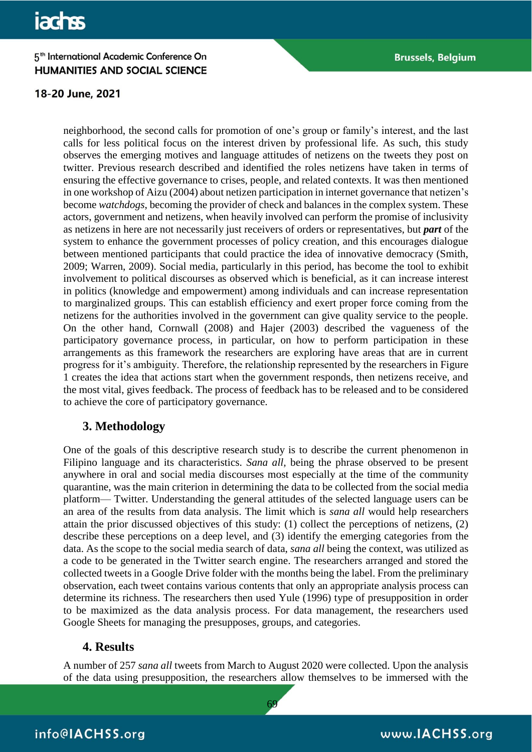neighborhood, the second calls for promotion of one's group or family's interest, and the last calls for less political focus on the interest driven by professional life. As such, this study observes the emerging motives and language attitudes of netizens on the tweets they post on twitter. Previous research described and identified the roles netizens have taken in terms of ensuring the effective governance to crises, people, and related contexts. It was then mentioned in one workshop of Aizu (2004) about netizen participation in internet governance that netizen's become *watchdogs*, becoming the provider of check and balances in the complex system. These actors, government and netizens, when heavily involved can perform the promise of inclusivity as netizens in here are not necessarily just receivers of orders or representatives, but ***part*** of the system to enhance the government processes of policy creation, and this encourages dialogue between mentioned participants that could practice the idea of innovative democracy (Smith, 2009; Warren, 2009). Social media, particularly in this period, has become the tool to exhibit involvement to political discourses as observed which is beneficial, as it can increase interest in politics (knowledge and empowerment) among individuals and can increase representation to marginalized groups. This can establish efficiency and exert proper force coming from the netizens for the authorities involved in the government can give quality service to the people. On the other hand, Cornwall (2008) and Hajer (2003) described the vagueness of the participatory governance process, in particular, on how to perform participation in these arrangements as this framework the researchers are exploring have areas that are in current progress for it's ambiguity. Therefore, the relationship represented by the researchers in Figure 1 creates the idea that actions start when the government responds, then netizens receive, and the most vital, gives feedback. The process of feedback has to be released and to be considered to achieve the core of participatory governance.

## 3. Methodology

One of the goals of this descriptive research study is to describe the current phenomenon in Filipino language and its characteristics. *Sana all,* being the phrase observed to be present anywhere in oral and social media discourses most especially at the time of the community quarantine, was the main criterion in determining the data to be collected from the social media platform— Twitter. Understanding the general attitudes of the selected language users can be an area of the results from data analysis. The limit which is *sana all* would help researchers attain the prior discussed objectives of this study: (1) collect the perceptions of netizens, (2) describe these perceptions on a deep level, and (3) identify the emerging categories from the data. As the scope to the social media search of data, *sana all* being the context, was utilized as a code to be generated in the Twitter search engine. The researchers arranged and stored the collected tweets in a Google Drive folder with the months being the label. From the preliminary observation, each tweet contains various contents that only an appropriate analysis process can determine its richness. The researchers then used Yule (1996) type of presupposition in order to be maximized as the data analysis process. For data management, the researchers used Google Sheets for managing the presupposes, groups, and categories.

## 4. Results

A number of 257 *sana all* tweets from March to August 2020 were collected. Upon the analysis of the data using presupposition, the researchers allow themselves to be immersed with the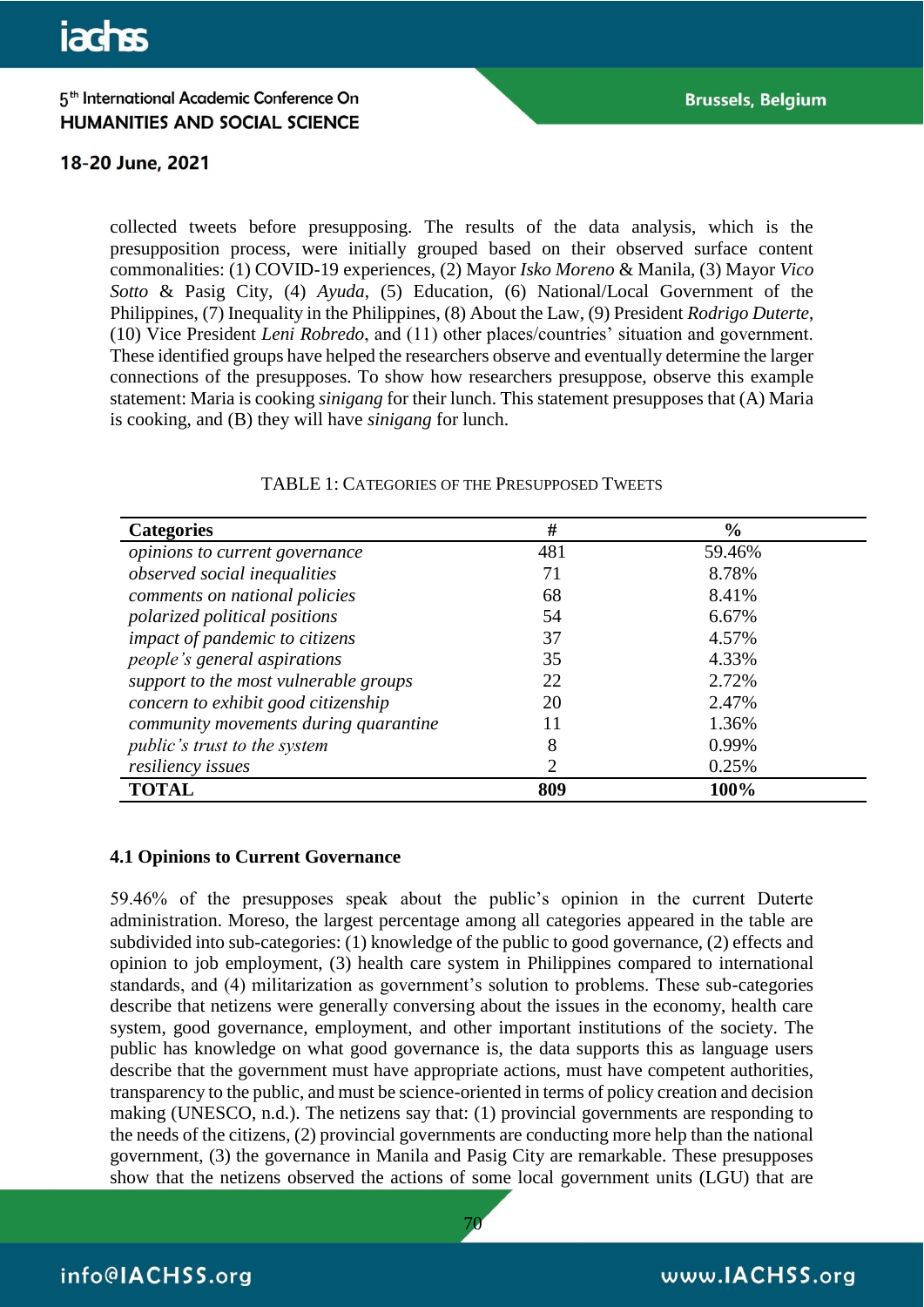collected tweets before presupposing. The results of the data analysis, which is the presupposition process, were initially grouped based on their observed surface content commonalities: (1) COVID-19 experiences, (2) Mayor *Isko Moreno* & Manila, (3) Mayor *Vico Sotto* & Pasig City, (4) *Ayuda*, (5) Education, (6) National/Local Government of the Philippines, (7) Inequality in the Philippines, (8) About the Law, (9) President *Rodrigo Duterte*, (10) Vice President *Leni Robredo*, and (11) other places/countries' situation and government. These identified groups have helped the researchers observe and eventually determine the larger connections of the presupposes. To show how researchers presuppose, observe this example statement: Maria is cooking *sinigang* for their lunch. This statement presupposes that (A) Maria is cooking, and (B) they will have *sinigang* for lunch.

TABLE 1: CATEGORIES OF THE PRESUPPOSED TWEETS

| **Categories** | **#** | **%** |
|---|---|---|
| *opinions to current governance* | 481 | 59.46% |
| *observed social inequalities* | 71 | 8.78% |
| *comments on national policies* | 68 | 8.41% |
| *polarized political positions* | 54 | 6.67% |
| *impact of pandemic to citizens* | 37 | 4.57% |
| *people's general aspirations* | 35 | 4.33% |
| *support to the most vulnerable groups* | 22 | 2.72% |
| *concern to exhibit good citizenship* | 20 | 2.47% |
| *community movements during quarantine* | 11 | 1.36% |
| *public's trust to the system* | 8 | 0.99% |
| *resiliency issues* | 2 | 0.25% |
| **TOTAL** | **809** | **100%** |

### 4.1 Opinions to Current Governance

59.46% of the presupposes speak about the public's opinion in the current Duterte administration. Moreso, the largest percentage among all categories appeared in the table are subdivided into sub-categories: (1) knowledge of the public to good governance, (2) effects and opinion to job employment, (3) health care system in Philippines compared to international standards, and (4) militarization as government's solution to problems. These sub-categories describe that netizens were generally conversing about the issues in the economy, health care system, good governance, employment, and other important institutions of the society. The public has knowledge on what good governance is, the data supports this as language users describe that the government must have appropriate actions, must have competent authorities, transparency to the public, and must be science-oriented in terms of policy creation and decision making (UNESCO, n.d.). The netizens say that: (1) provincial governments are responding to the needs of the citizens, (2) provincial governments are conducting more help than the national government, (3) the governance in Manila and Pasig City are remarkable. These presupposes show that the netizens observed the actions of some local government units (LGU) that are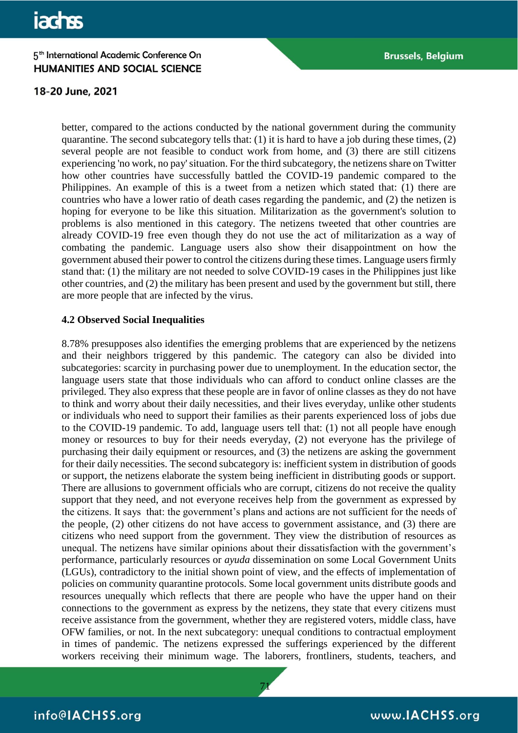better, compared to the actions conducted by the national government during the community quarantine. The second subcategory tells that: (1) it is hard to have a job during these times, (2) several people are not feasible to conduct work from home, and (3) there are still citizens experiencing 'no work, no pay' situation. For the third subcategory, the netizens share on Twitter how other countries have successfully battled the COVID-19 pandemic compared to the Philippines. An example of this is a tweet from a netizen which stated that: (1) there are countries who have a lower ratio of death cases regarding the pandemic, and (2) the netizen is hoping for everyone to be like this situation. Militarization as the government's solution to problems is also mentioned in this category. The netizens tweeted that other countries are already COVID-19 free even though they do not use the act of militarization as a way of combating the pandemic. Language users also show their disappointment on how the government abused their power to control the citizens during these times. Language users firmly stand that: (1) the military are not needed to solve COVID-19 cases in the Philippines just like other countries, and (2) the military has been present and used by the government but still, there are more people that are infected by the virus.

### 4.2 Observed Social Inequalities

8.78% presupposes also identifies the emerging problems that are experienced by the netizens and their neighbors triggered by this pandemic. The category can also be divided into subcategories: scarcity in purchasing power due to unemployment. In the education sector, the language users state that those individuals who can afford to conduct online classes are the privileged. They also express that these people are in favor of online classes as they do not have to think and worry about their daily necessities, and their lives everyday, unlike other students or individuals who need to support their families as their parents experienced loss of jobs due to the COVID-19 pandemic. To add, language users tell that: (1) not all people have enough money or resources to buy for their needs everyday, (2) not everyone has the privilege of purchasing their daily equipment or resources, and (3) the netizens are asking the government for their daily necessities. The second subcategory is: inefficient system in distribution of goods or support, the netizens elaborate the system being inefficient in distributing goods or support. There are allusions to government officials who are corrupt, citizens do not receive the quality support that they need, and not everyone receives help from the government as expressed by the citizens. It says that: the government's plans and actions are not sufficient for the needs of the people, (2) other citizens do not have access to government assistance, and (3) there are citizens who need support from the government. They view the distribution of resources as unequal. The netizens have similar opinions about their dissatisfaction with the government's performance, particularly resources or *ayuda* dissemination on some Local Government Units (LGUs), contradictory to the initial shown point of view, and the effects of implementation of policies on community quarantine protocols. Some local government units distribute goods and resources unequally which reflects that there are people who have the upper hand on their connections to the government as express by the netizens, they state that every citizens must receive assistance from the government, whether they are registered voters, middle class, have OFW families, or not. In the next subcategory: unequal conditions to contractual employment in times of pandemic. The netizens expressed the sufferings experienced by the different workers receiving their minimum wage. The laborers, frontliners, students, teachers, and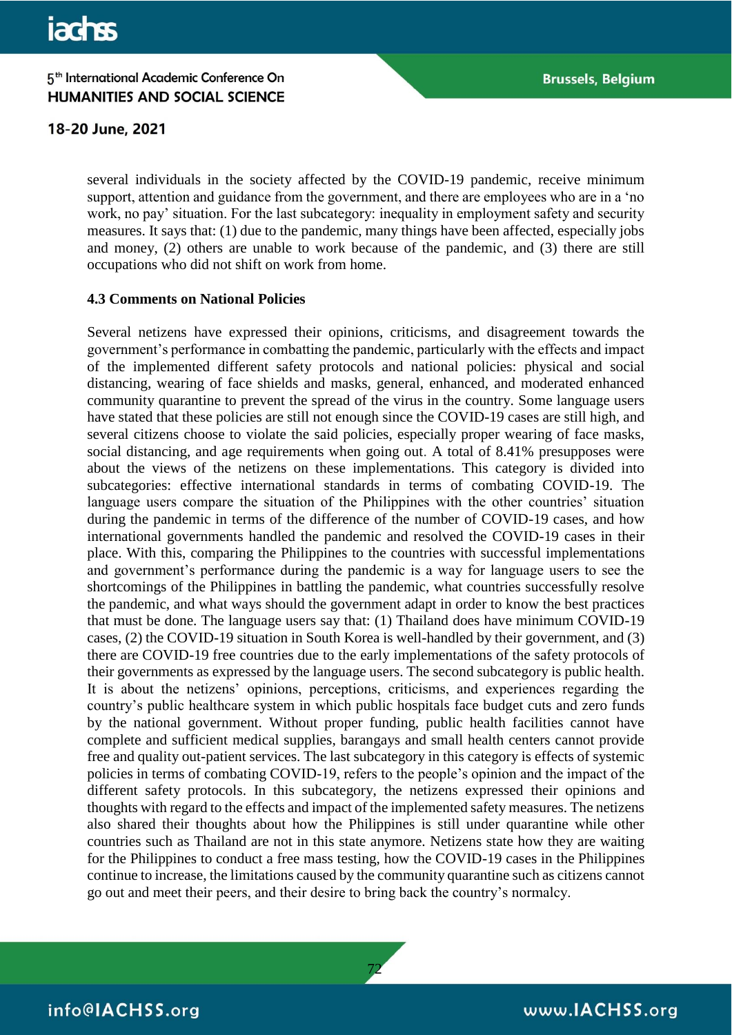several individuals in the society affected by the COVID-19 pandemic, receive minimum support, attention and guidance from the government, and there are employees who are in a 'no work, no pay' situation. For the last subcategory: inequality in employment safety and security measures. It says that: (1) due to the pandemic, many things have been affected, especially jobs and money, (2) others are unable to work because of the pandemic, and (3) there are still occupations who did not shift on work from home.

### 4.3 Comments on National Policies

Several netizens have expressed their opinions, criticisms, and disagreement towards the government's performance in combatting the pandemic, particularly with the effects and impact of the implemented different safety protocols and national policies: physical and social distancing, wearing of face shields and masks, general, enhanced, and moderated enhanced community quarantine to prevent the spread of the virus in the country. Some language users have stated that these policies are still not enough since the COVID-19 cases are still high, and several citizens choose to violate the said policies, especially proper wearing of face masks, social distancing, and age requirements when going out. A total of 8.41% presupposes were about the views of the netizens on these implementations. This category is divided into subcategories: effective international standards in terms of combating COVID-19. The language users compare the situation of the Philippines with the other countries' situation during the pandemic in terms of the difference of the number of COVID-19 cases, and how international governments handled the pandemic and resolved the COVID-19 cases in their place. With this, comparing the Philippines to the countries with successful implementations and government's performance during the pandemic is a way for language users to see the shortcomings of the Philippines in battling the pandemic, what countries successfully resolve the pandemic, and what ways should the government adapt in order to know the best practices that must be done. The language users say that: (1) Thailand does have minimum COVID-19 cases, (2) the COVID-19 situation in South Korea is well-handled by their government, and (3) there are COVID-19 free countries due to the early implementations of the safety protocols of their governments as expressed by the language users. The second subcategory is public health. It is about the netizens' opinions, perceptions, criticisms, and experiences regarding the country's public healthcare system in which public hospitals face budget cuts and zero funds by the national government. Without proper funding, public health facilities cannot have complete and sufficient medical supplies, barangays and small health centers cannot provide free and quality out-patient services. The last subcategory in this category is effects of systemic policies in terms of combating COVID-19, refers to the people's opinion and the impact of the different safety protocols. In this subcategory, the netizens expressed their opinions and thoughts with regard to the effects and impact of the implemented safety measures. The netizens also shared their thoughts about how the Philippines is still under quarantine while other countries such as Thailand are not in this state anymore. Netizens state how they are waiting for the Philippines to conduct a free mass testing, how the COVID-19 cases in the Philippines continue to increase, the limitations caused by the community quarantine such as citizens cannot go out and meet their peers, and their desire to bring back the country's normalcy.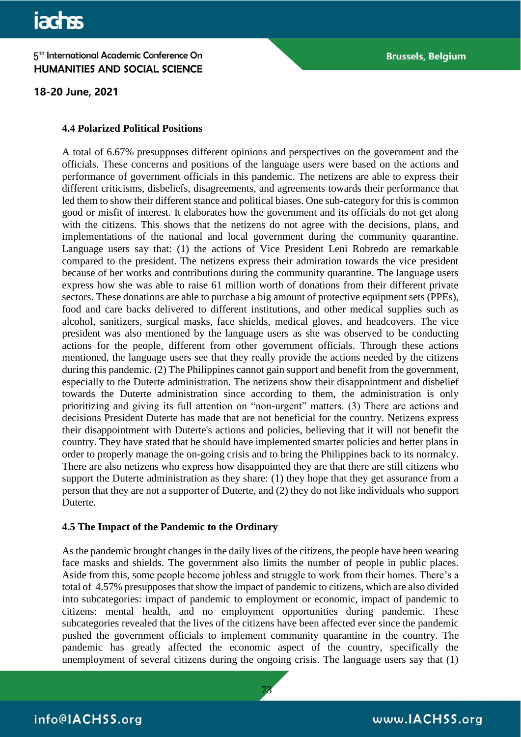### 4.4 Polarized Political Positions

A total of 6.67% presupposes different opinions and perspectives on the government and the officials. These concerns and positions of the language users were based on the actions and performance of government officials in this pandemic. The netizens are able to express their different criticisms, disbeliefs, disagreements, and agreements towards their performance that led them to show their different stance and political biases. One sub-category for this is common good or misfit of interest. It elaborates how the government and its officials do not get along with the citizens. This shows that the netizens do not agree with the decisions, plans, and implementations of the national and local government during the community quarantine. Language users say that: (1) the actions of Vice President Leni Robredo are remarkable compared to the president. The netizens express their admiration towards the vice president because of her works and contributions during the community quarantine. The language users express how she was able to raise 61 million worth of donations from their different private sectors. These donations are able to purchase a big amount of protective equipment sets (PPEs), food and care backs delivered to different institutions, and other medical supplies such as alcohol, sanitizers, surgical masks, face shields, medical gloves, and headcovers. The vice president was also mentioned by the language users as she was observed to be conducting actions for the people, different from other government officials. Through these actions mentioned, the language users see that they really provide the actions needed by the citizens during this pandemic. (2) The Philippines cannot gain support and benefit from the government, especially to the Duterte administration. The netizens show their disappointment and disbelief towards the Duterte administration since according to them, the administration is only prioritizing and giving its full attention on "non-urgent" matters. (3) There are actions and decisions President Duterte has made that are not beneficial for the country. Netizens express their disappointment with Duterte's actions and policies, believing that it will not benefit the country. They have stated that he should have implemented smarter policies and better plans in order to properly manage the on-going crisis and to bring the Philippines back to its normalcy. There are also netizens who express how disappointed they are that there are still citizens who support the Duterte administration as they share: (1) they hope that they get assurance from a person that they are not a supporter of Duterte, and (2) they do not like individuals who support Duterte.

### 4.5 The Impact of the Pandemic to the Ordinary

As the pandemic brought changes in the daily lives of the citizens, the people have been wearing face masks and shields. The government also limits the number of people in public places. Aside from this, some people become jobless and struggle to work from their homes. There's a total of 4.57% presupposes that show the impact of pandemic to citizens, which are also divided into subcategories: impact of pandemic to employment or economic, impact of pandemic to citizens: mental health, and no employment opportunities during pandemic. These subcategories revealed that the lives of the citizens have been affected ever since the pandemic pushed the government officials to implement community quarantine in the country. The pandemic has greatly affected the economic aspect of the country, specifically the unemployment of several citizens during the ongoing crisis. The language users say that (1)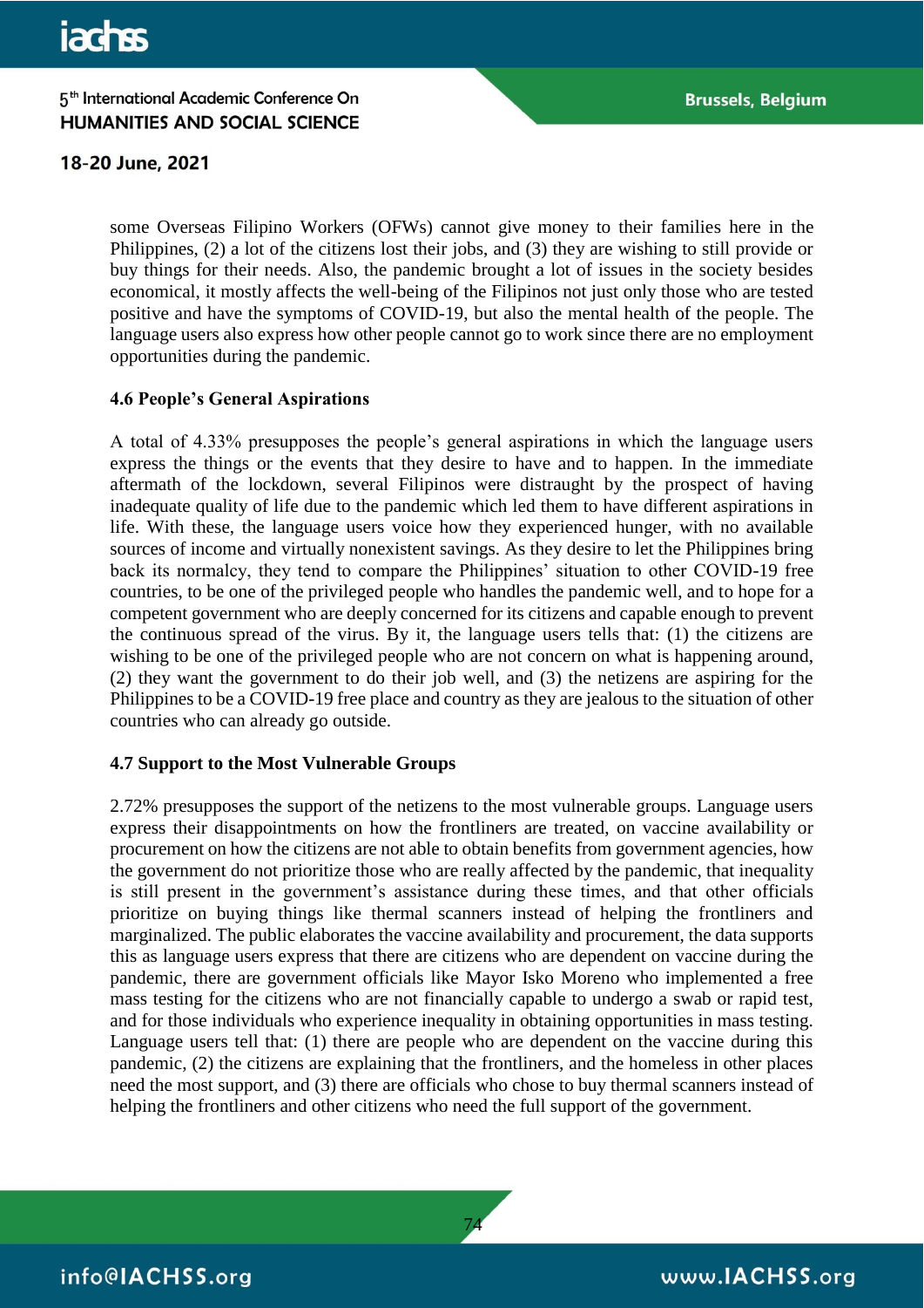some Overseas Filipino Workers (OFWs) cannot give money to their families here in the Philippines, (2) a lot of the citizens lost their jobs, and (3) they are wishing to still provide or buy things for their needs. Also, the pandemic brought a lot of issues in the society besides economical, it mostly affects the well-being of the Filipinos not just only those who are tested positive and have the symptoms of COVID-19, but also the mental health of the people. The language users also express how other people cannot go to work since there are no employment opportunities during the pandemic.

### 4.6 People's General Aspirations

A total of 4.33% presupposes the people's general aspirations in which the language users express the things or the events that they desire to have and to happen. In the immediate aftermath of the lockdown, several Filipinos were distraught by the prospect of having inadequate quality of life due to the pandemic which led them to have different aspirations in life. With these, the language users voice how they experienced hunger, with no available sources of income and virtually nonexistent savings. As they desire to let the Philippines bring back its normalcy, they tend to compare the Philippines' situation to other COVID-19 free countries, to be one of the privileged people who handles the pandemic well, and to hope for a competent government who are deeply concerned for its citizens and capable enough to prevent the continuous spread of the virus. By it, the language users tells that: (1) the citizens are wishing to be one of the privileged people who are not concern on what is happening around, (2) they want the government to do their job well, and (3) the netizens are aspiring for the Philippines to be a COVID-19 free place and country as they are jealous to the situation of other countries who can already go outside.

### 4.7 Support to the Most Vulnerable Groups

2.72% presupposes the support of the netizens to the most vulnerable groups. Language users express their disappointments on how the frontliners are treated, on vaccine availability or procurement on how the citizens are not able to obtain benefits from government agencies, how the government do not prioritize those who are really affected by the pandemic, that inequality is still present in the government's assistance during these times, and that other officials prioritize on buying things like thermal scanners instead of helping the frontliners and marginalized. The public elaborates the vaccine availability and procurement, the data supports this as language users express that there are citizens who are dependent on vaccine during the pandemic, there are government officials like Mayor Isko Moreno who implemented a free mass testing for the citizens who are not financially capable to undergo a swab or rapid test, and for those individuals who experience inequality in obtaining opportunities in mass testing. Language users tell that: (1) there are people who are dependent on the vaccine during this pandemic, (2) the citizens are explaining that the frontliners, and the homeless in other places need the most support, and (3) there are officials who chose to buy thermal scanners instead of helping the frontliners and other citizens who need the full support of the government.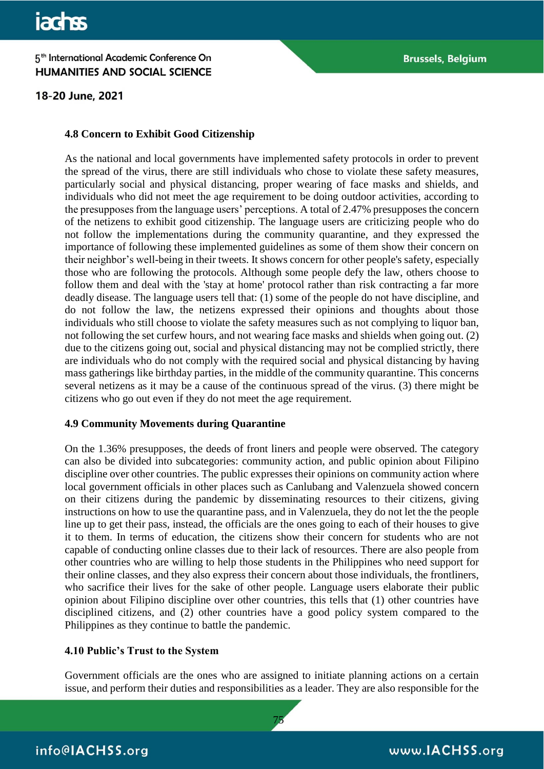### 4.8 Concern to Exhibit Good Citizenship

As the national and local governments have implemented safety protocols in order to prevent the spread of the virus, there are still individuals who chose to violate these safety measures, particularly social and physical distancing, proper wearing of face masks and shields, and individuals who did not meet the age requirement to be doing outdoor activities, according to the presupposes from the language users' perceptions. A total of 2.47% presupposes the concern of the netizens to exhibit good citizenship. The language users are criticizing people who do not follow the implementations during the community quarantine, and they expressed the importance of following these implemented guidelines as some of them show their concern on their neighbor's well-being in their tweets. It shows concern for other people's safety, especially those who are following the protocols. Although some people defy the law, others choose to follow them and deal with the 'stay at home' protocol rather than risk contracting a far more deadly disease. The language users tell that: (1) some of the people do not have discipline, and do not follow the law, the netizens expressed their opinions and thoughts about those individuals who still choose to violate the safety measures such as not complying to liquor ban, not following the set curfew hours, and not wearing face masks and shields when going out. (2) due to the citizens going out, social and physical distancing may not be complied strictly, there are individuals who do not comply with the required social and physical distancing by having mass gatherings like birthday parties, in the middle of the community quarantine. This concerns several netizens as it may be a cause of the continuous spread of the virus. (3) there might be citizens who go out even if they do not meet the age requirement.

### 4.9 Community Movements during Quarantine

On the 1.36% presupposes, the deeds of front liners and people were observed. The category can also be divided into subcategories: community action, and public opinion about Filipino discipline over other countries. The public expresses their opinions on community action where local government officials in other places such as Canlubang and Valenzuela showed concern on their citizens during the pandemic by disseminating resources to their citizens, giving instructions on how to use the quarantine pass, and in Valenzuela, they do not let the the people line up to get their pass, instead, the officials are the ones going to each of their houses to give it to them. In terms of education, the citizens show their concern for students who are not capable of conducting online classes due to their lack of resources. There are also people from other countries who are willing to help those students in the Philippines who need support for their online classes, and they also express their concern about those individuals, the frontliners, who sacrifice their lives for the sake of other people. Language users elaborate their public opinion about Filipino discipline over other countries, this tells that (1) other countries have disciplined citizens, and (2) other countries have a good policy system compared to the Philippines as they continue to battle the pandemic.

### 4.10 Public's Trust to the System

Government officials are the ones who are assigned to initiate planning actions on a certain issue, and perform their duties and responsibilities as a leader. They are also responsible for the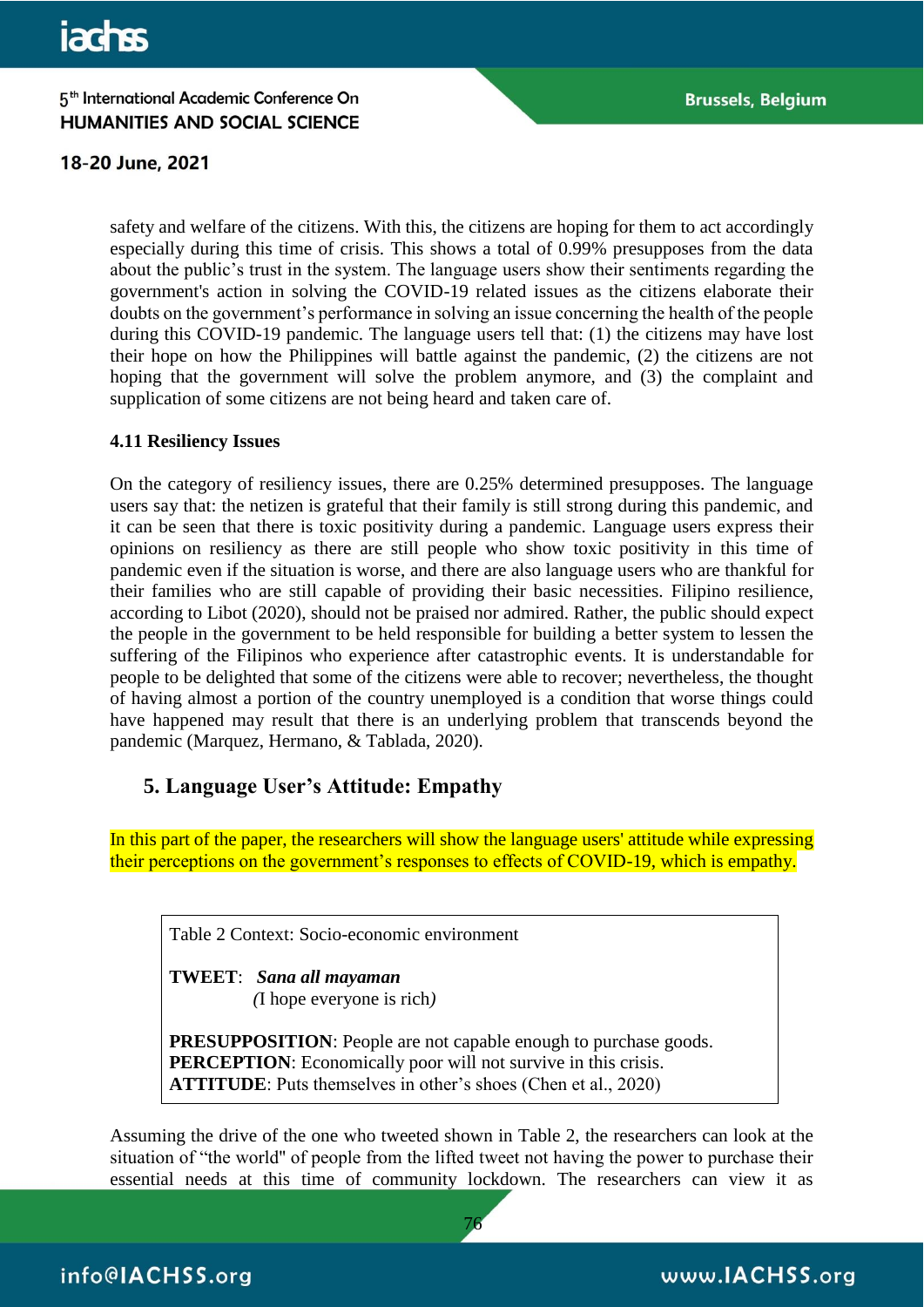safety and welfare of the citizens. With this, the citizens are hoping for them to act accordingly especially during this time of crisis. This shows a total of 0.99% presupposes from the data about the public's trust in the system. The language users show their sentiments regarding the government's action in solving the COVID-19 related issues as the citizens elaborate their doubts on the government's performance in solving an issue concerning the health of the people during this COVID-19 pandemic. The language users tell that: (1) the citizens may have lost their hope on how the Philippines will battle against the pandemic, (2) the citizens are not hoping that the government will solve the problem anymore, and (3) the complaint and supplication of some citizens are not being heard and taken care of.

### 4.11 Resiliency Issues

On the category of resiliency issues, there are 0.25% determined presupposes. The language users say that: the netizen is grateful that their family is still strong during this pandemic, and it can be seen that there is toxic positivity during a pandemic. Language users express their opinions on resiliency as there are still people who show toxic positivity in this time of pandemic even if the situation is worse, and there are also language users who are thankful for their families who are still capable of providing their basic necessities. Filipino resilience, according to Libot (2020), should not be praised nor admired. Rather, the public should expect the people in the government to be held responsible for building a better system to lessen the suffering of the Filipinos who experience after catastrophic events. It is understandable for people to be delighted that some of the citizens were able to recover; nevertheless, the thought of having almost a portion of the country unemployed is a condition that worse things could have happened may result that there is an underlying problem that transcends beyond the pandemic (Marquez, Hermano, & Tablada, 2020).

## 5. Language User's Attitude: Empathy

In this part of the paper, the researchers will show the language users' attitude while expressing their perceptions on the government's responses to effects of COVID-19, which is empathy.

| Table 2 Context: Socio-economic environment |
|---|
| **TWEET**: ***Sana all mayaman*** *(*I hope everyone is rich*)* |
| **PRESUPPOSITION**: People are not capable enough to purchase goods. |
| **PERCEPTION**: Economically poor will not survive in this crisis. |
| **ATTITUDE**: Puts themselves in other's shoes (Chen et al., 2020) |

Assuming the drive of the one who tweeted shown in Table 2, the researchers can look at the situation of "the world" of people from the lifted tweet not having the power to purchase their essential needs at this time of community lockdown. The researchers can view it as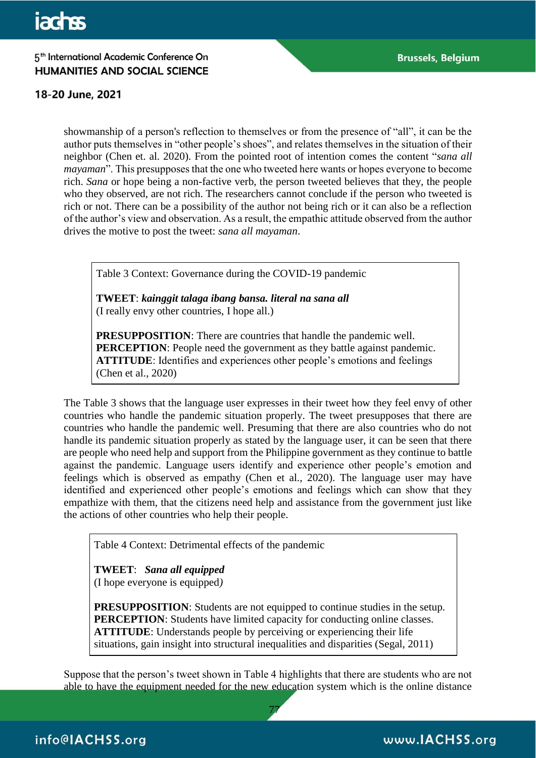showmanship of a person's reflection to themselves or from the presence of "all", it can be the author puts themselves in "other people's shoes", and relates themselves in the situation of their neighbor (Chen et. al. 2020). From the pointed root of intention comes the content "*sana all mayaman*". This presupposes that the one who tweeted here wants or hopes everyone to become rich. *Sana* or hope being a non-factive verb, the person tweeted believes that they, the people who they observed, are not rich. The researchers cannot conclude if the person who tweeted is rich or not. There can be a possibility of the author not being rich or it can also be a reflection of the author's view and observation. As a result, the empathic attitude observed from the author drives the motive to post the tweet: *sana all mayaman*.

Table 3 Context: Governance during the COVID-19 pandemic

**TWEET**: ***kainggit talaga ibang bansa. literal na sana all***
(I really envy other countries, I hope all.)

**PRESUPPOSITION**: There are countries that handle the pandemic well.
**PERCEPTION**: People need the government as they battle against pandemic.
**ATTITUDE**: Identifies and experiences other people's emotions and feelings (Chen et al., 2020)

The Table 3 shows that the language user expresses in their tweet how they feel envy of other countries who handle the pandemic situation properly. The tweet presupposes that there are countries who handle the pandemic well. Presuming that there are also countries who do not handle its pandemic situation properly as stated by the language user, it can be seen that there are people who need help and support from the Philippine government as they continue to battle against the pandemic. Language users identify and experience other people's emotion and feelings which is observed as empathy (Chen et al., 2020). The language user may have identified and experienced other people's emotions and feelings which can show that they empathize with them, that the citizens need help and assistance from the government just like the actions of other countries who help their people.

Table 4 Context: Detrimental effects of the pandemic

**TWEET**: ***Sana all equipped***
(I hope everyone is equipped*)*

**PRESUPPOSITION**: Students are not equipped to continue studies in the setup.
**PERCEPTION**: Students have limited capacity for conducting online classes.
**ATTITUDE**: Understands people by perceiving or experiencing their life situations, gain insight into structural inequalities and disparities (Segal, 2011)

Suppose that the person's tweet shown in Table 4 highlights that there are students who are not able to have the equipment needed for the new education system which is the online distance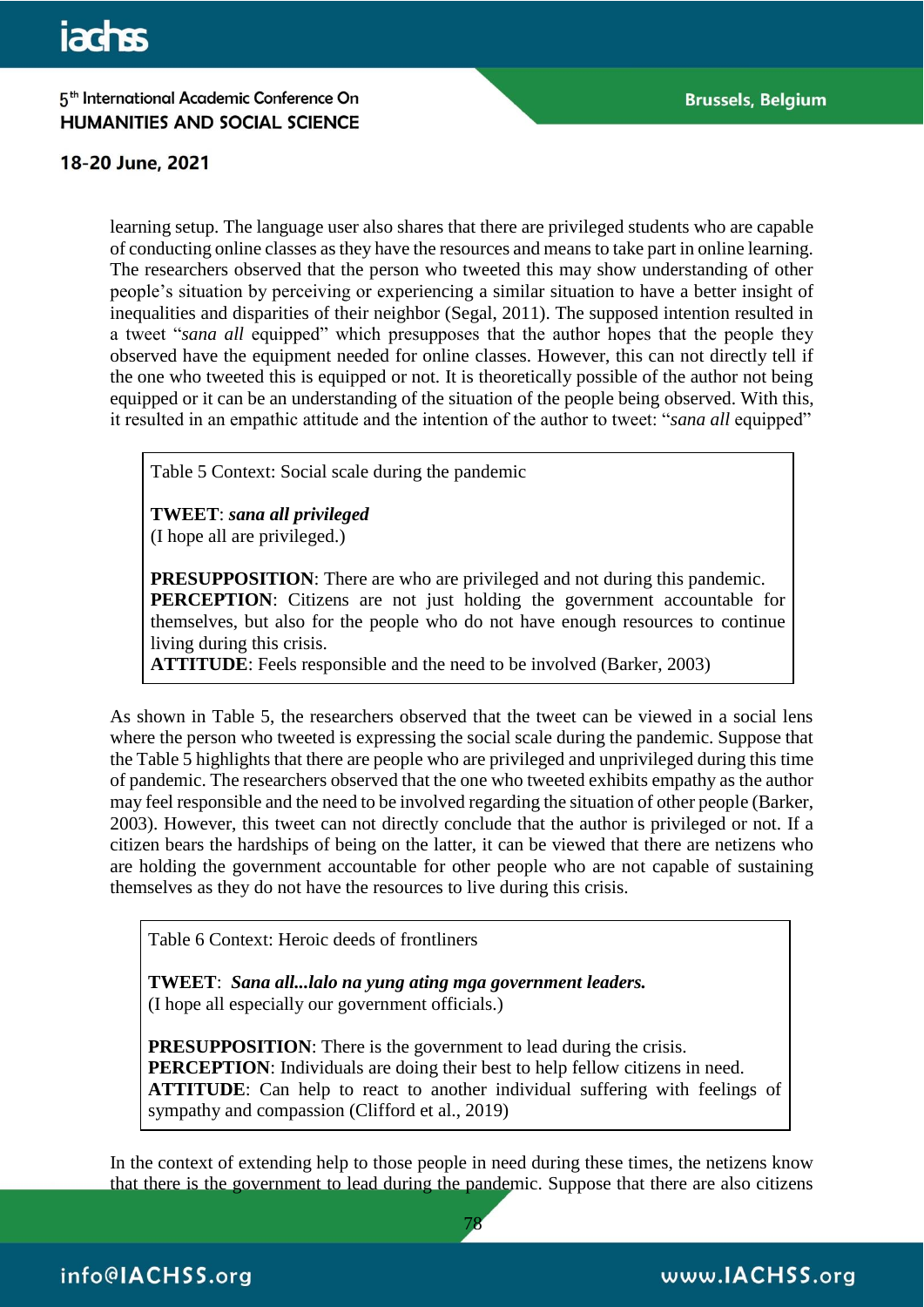learning setup. The language user also shares that there are privileged students who are capable of conducting online classes as they have the resources and means to take part in online learning. The researchers observed that the person who tweeted this may show understanding of other people's situation by perceiving or experiencing a similar situation to have a better insight of inequalities and disparities of their neighbor (Segal, 2011). The supposed intention resulted in a tweet "*sana all* equipped" which presupposes that the author hopes that the people they observed have the equipment needed for online classes. However, this can not directly tell if the one who tweeted this is equipped or not. It is theoretically possible of the author not being equipped or it can be an understanding of the situation of the people being observed. With this, it resulted in an empathic attitude and the intention of the author to tweet: "*sana all* equipped"

Table 5 Context: Social scale during the pandemic

**TWEET**: ***sana all privileged***
(I hope all are privileged.)

**PRESUPPOSITION**: There are who are privileged and not during this pandemic.
**PERCEPTION**: Citizens are not just holding the government accountable for themselves, but also for the people who do not have enough resources to continue living during this crisis.
**ATTITUDE**: Feels responsible and the need to be involved (Barker, 2003)

As shown in Table 5, the researchers observed that the tweet can be viewed in a social lens where the person who tweeted is expressing the social scale during the pandemic. Suppose that the Table 5 highlights that there are people who are privileged and unprivileged during this time of pandemic. The researchers observed that the one who tweeted exhibits empathy as the author may feel responsible and the need to be involved regarding the situation of other people (Barker, 2003). However, this tweet can not directly conclude that the author is privileged or not. If a citizen bears the hardships of being on the latter, it can be viewed that there are netizens who are holding the government accountable for other people who are not capable of sustaining themselves as they do not have the resources to live during this crisis.

Table 6 Context: Heroic deeds of frontliners

**TWEET**: ***Sana all...lalo na yung ating mga government leaders.***
(I hope all especially our government officials.)

**PRESUPPOSITION**: There is the government to lead during the crisis.
**PERCEPTION**: Individuals are doing their best to help fellow citizens in need.
**ATTITUDE**: Can help to react to another individual suffering with feelings of sympathy and compassion (Clifford et al., 2019)

In the context of extending help to those people in need during these times, the netizens know that there is the government to lead during the pandemic. Suppose that there are also citizens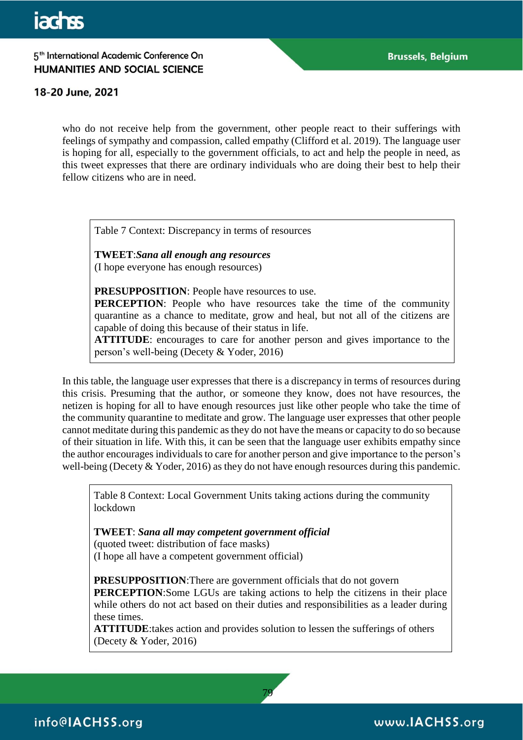who do not receive help from the government, other people react to their sufferings with feelings of sympathy and compassion, called empathy (Clifford et al. 2019). The language user is hoping for all, especially to the government officials, to act and help the people in need, as this tweet expresses that there are ordinary individuals who are doing their best to help their fellow citizens who are in need.

Table 7 Context: Discrepancy in terms of resources

**TWEET**:***Sana all enough ang resources***
(I hope everyone has enough resources)

**PRESUPPOSITION**: People have resources to use.
**PERCEPTION**: People who have resources take the time of the community quarantine as a chance to meditate, grow and heal, but not all of the citizens are capable of doing this because of their status in life.
**ATTITUDE**: encourages to care for another person and gives importance to the person's well-being (Decety & Yoder, 2016)

In this table, the language user expresses that there is a discrepancy in terms of resources during this crisis. Presuming that the author, or someone they know, does not have resources, the netizen is hoping for all to have enough resources just like other people who take the time of the community quarantine to meditate and grow. The language user expresses that other people cannot meditate during this pandemic as they do not have the means or capacity to do so because of their situation in life. With this, it can be seen that the language user exhibits empathy since the author encourages individuals to care for another person and give importance to the person's well-being (Decety & Yoder, 2016) as they do not have enough resources during this pandemic.

Table 8 Context: Local Government Units taking actions during the community lockdown

**TWEET**: ***Sana all may competent government official***
(quoted tweet: distribution of face masks)
(I hope all have a competent government official)

**PRESUPPOSITION**:There are government officials that do not govern
**PERCEPTION**:Some LGUs are taking actions to help the citizens in their place while others do not act based on their duties and responsibilities as a leader during these times.
**ATTITUDE**:takes action and provides solution to lessen the sufferings of others (Decety & Yoder, 2016)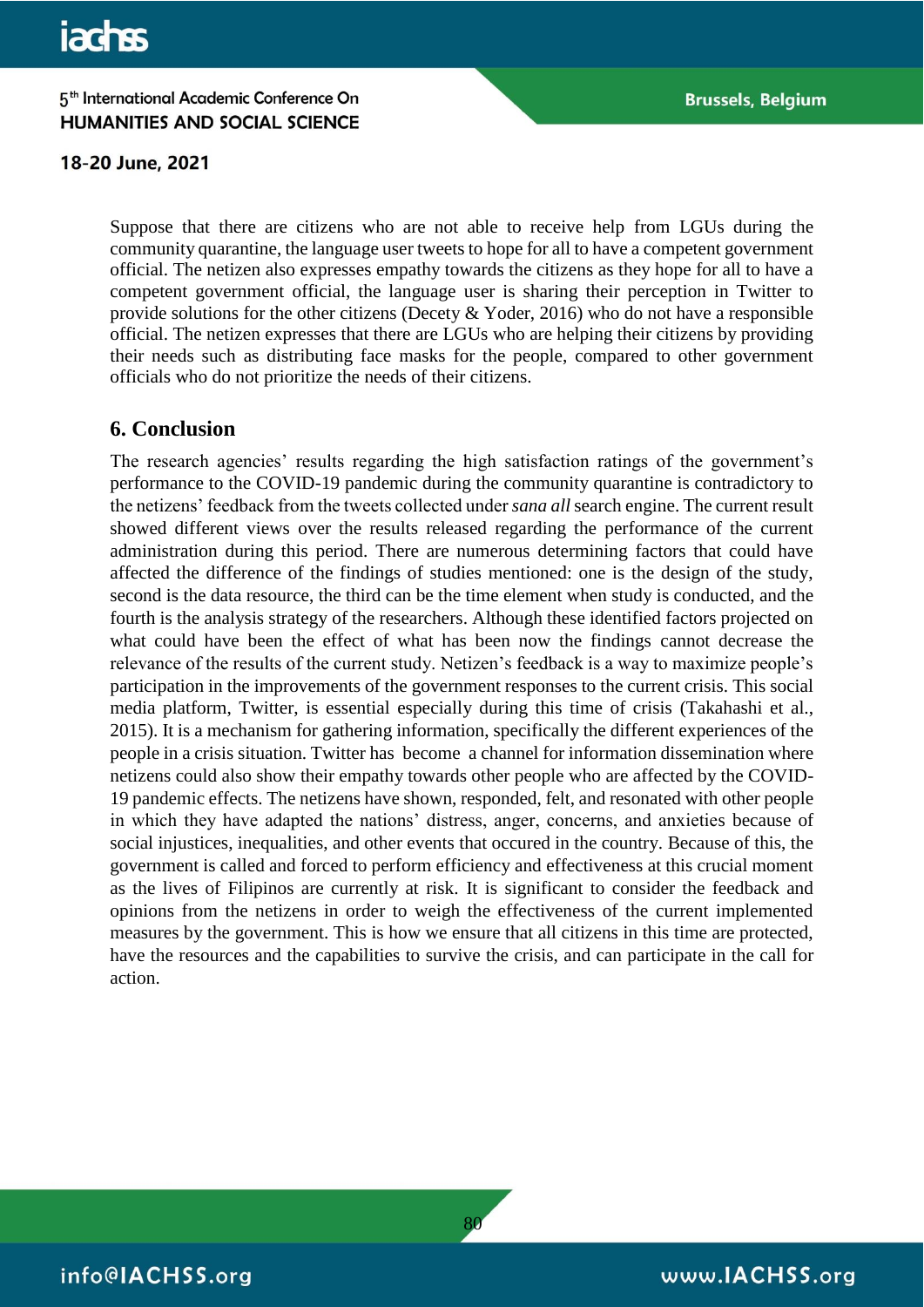Suppose that there are citizens who are not able to receive help from LGUs during the community quarantine, the language user tweets to hope for all to have a competent government official. The netizen also expresses empathy towards the citizens as they hope for all to have a competent government official, the language user is sharing their perception in Twitter to provide solutions for the other citizens (Decety & Yoder, 2016) who do not have a responsible official. The netizen expresses that there are LGUs who are helping their citizens by providing their needs such as distributing face masks for the people, compared to other government officials who do not prioritize the needs of their citizens.

## 6. Conclusion

The research agencies' results regarding the high satisfaction ratings of the government's performance to the COVID-19 pandemic during the community quarantine is contradictory to the netizens' feedback from the tweets collected under *sana all* search engine. The current result showed different views over the results released regarding the performance of the current administration during this period. There are numerous determining factors that could have affected the difference of the findings of studies mentioned: one is the design of the study, second is the data resource, the third can be the time element when study is conducted, and the fourth is the analysis strategy of the researchers. Although these identified factors projected on what could have been the effect of what has been now the findings cannot decrease the relevance of the results of the current study. Netizen's feedback is a way to maximize people's participation in the improvements of the government responses to the current crisis. This social media platform, Twitter, is essential especially during this time of crisis (Takahashi et al., 2015). It is a mechanism for gathering information, specifically the different experiences of the people in a crisis situation. Twitter has become a channel for information dissemination where netizens could also show their empathy towards other people who are affected by the COVID-19 pandemic effects. The netizens have shown, responded, felt, and resonated with other people in which they have adapted the nations' distress, anger, concerns, and anxieties because of social injustices, inequalities, and other events that occured in the country. Because of this, the government is called and forced to perform efficiency and effectiveness at this crucial moment as the lives of Filipinos are currently at risk. It is significant to consider the feedback and opinions from the netizens in order to weigh the effectiveness of the current implemented measures by the government. This is how we ensure that all citizens in this time are protected, have the resources and the capabilities to survive the crisis, and can participate in the call for action.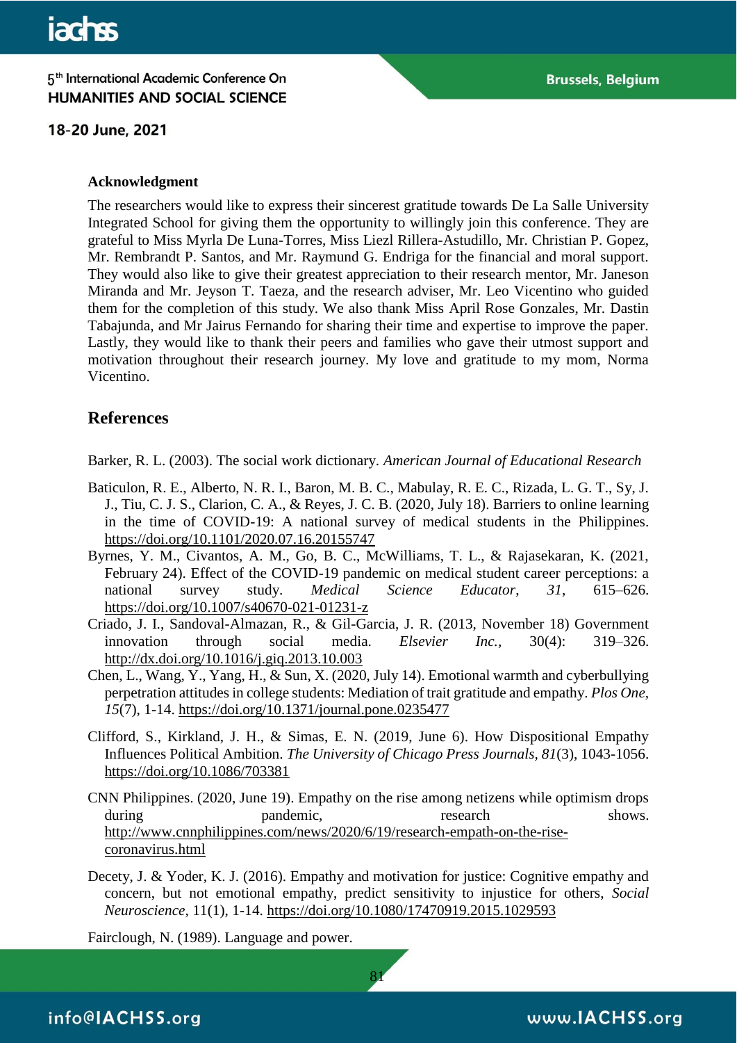### Acknowledgment

The researchers would like to express their sincerest gratitude towards De La Salle University Integrated School for giving them the opportunity to willingly join this conference. They are grateful to Miss Myrla De Luna-Torres, Miss Liezl Rillera-Astudillo, Mr. Christian P. Gopez, Mr. Rembrandt P. Santos, and Mr. Raymund G. Endriga for the financial and moral support. They would also like to give their greatest appreciation to their research mentor, Mr. Janeson Miranda and Mr. Jeyson T. Taeza, and the research adviser, Mr. Leo Vicentino who guided them for the completion of this study. We also thank Miss April Rose Gonzales, Mr. Dastin Tabajunda, and Mr Jairus Fernando for sharing their time and expertise to improve the paper. Lastly, they would like to thank their peers and families who gave their utmost support and motivation throughout their research journey. My love and gratitude to my mom, Norma Vicentino.

## References

Barker, R. L. (2003). The social work dictionary. *American Journal of Educational Research*

Baticulon, R. E., Alberto, N. R. I., Baron, M. B. C., Mabulay, R. E. C., Rizada, L. G. T., Sy, J. J., Tiu, C. J. S., Clarion, C. A., & Reyes, J. C. B. (2020, July 18). Barriers to online learning in the time of COVID-19: A national survey of medical students in the Philippines. https://doi.org/10.1101/2020.07.16.20155747

Byrnes, Y. M., Civantos, A. M., Go, B. C., McWilliams, T. L., & Rajasekaran, K. (2021, February 24). Effect of the COVID-19 pandemic on medical student career perceptions: a national survey study. *Medical Science Educator*, *31*, 615–626. https://doi.org/10.1007/s40670-021-01231-z

Criado, J. I., Sandoval-Almazan, R., & Gil-Garcia, J. R. (2013, November 18) Government innovation through social media. *Elsevier Inc.,* 30(4): 319–326. http://dx.doi.org/10.1016/j.giq.2013.10.003

Chen, L., Wang, Y., Yang, H., & Sun, X. (2020, July 14). Emotional warmth and cyberbullying perpetration attitudes in college students: Mediation of trait gratitude and empathy. *Plos One, 15*(7), 1-14. https://doi.org/10.1371/journal.pone.0235477

Clifford, S., Kirkland, J. H., & Simas, E. N. (2019, June 6). How Dispositional Empathy Influences Political Ambition. *The University of Chicago Press Journals*, *81*(3), 1043-1056. https://doi.org/10.1086/703381

CNN Philippines. (2020, June 19). Empathy on the rise among netizens while optimism drops during pandemic, research shows. http://www.cnnphilippines.com/news/2020/6/19/research-empath-on-the-rise-coronavirus.html

Decety, J. & Yoder, K. J. (2016). Empathy and motivation for justice: Cognitive empathy and concern, but not emotional empathy, predict sensitivity to injustice for others, *Social Neuroscience*, 11(1), 1-14. https://doi.org/10.1080/17470919.2015.1029593

Fairclough, N. (1989). Language and power.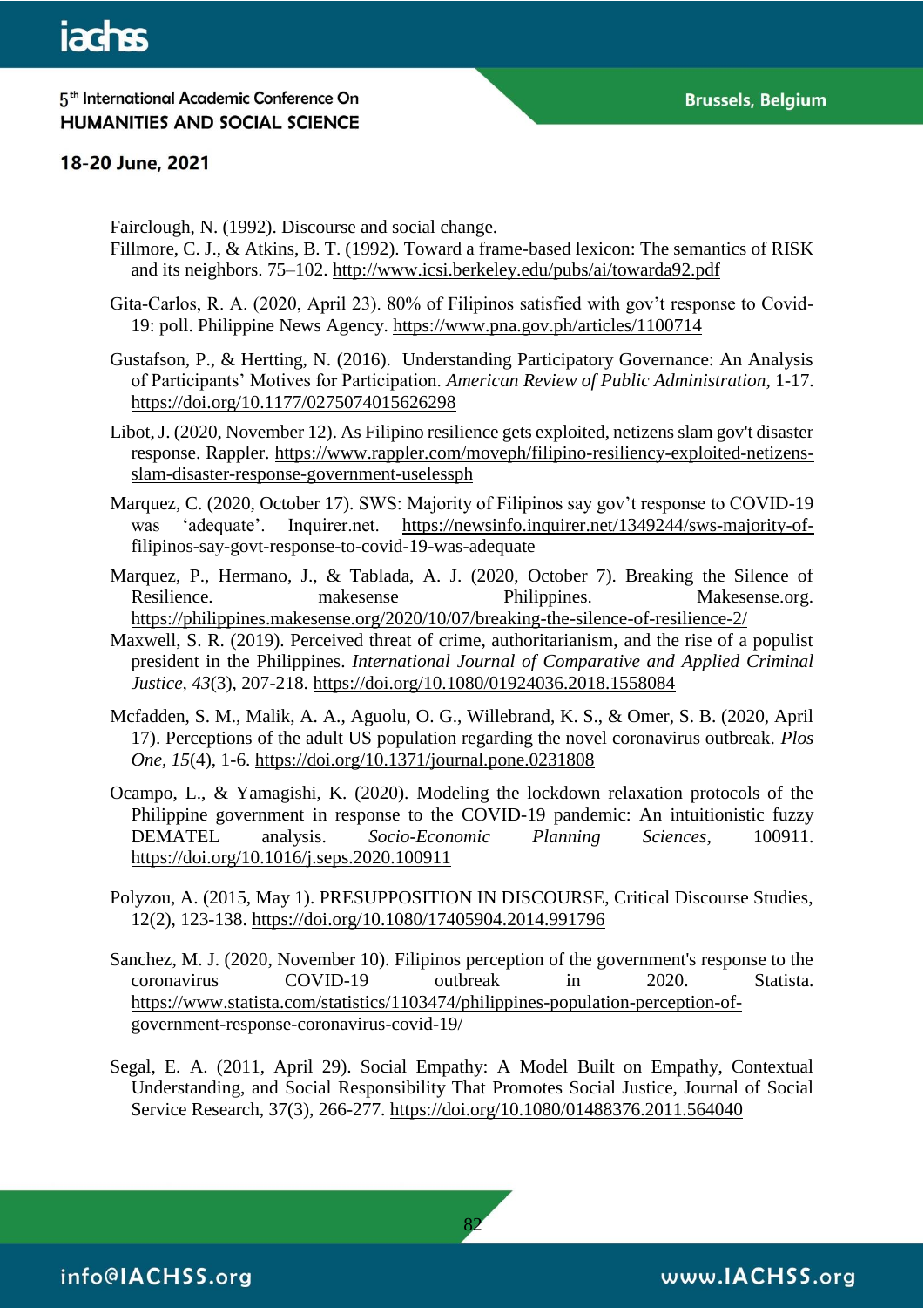Fairclough, N. (1992). Discourse and social change.

Fillmore, C. J., & Atkins, B. T. (1992). Toward a frame-based lexicon: The semantics of RISK and its neighbors. 75–102. http://www.icsi.berkeley.edu/pubs/ai/towarda92.pdf

Gita-Carlos, R. A. (2020, April 23). 80% of Filipinos satisfied with gov't response to Covid-19: poll. Philippine News Agency. https://www.pna.gov.ph/articles/1100714

Gustafson, P., & Hertting, N. (2016). Understanding Participatory Governance: An Analysis of Participants' Motives for Participation. *American Review of Public Administration*, 1-17. https://doi.org/10.1177/0275074015626298

Libot, J. (2020, November 12). As Filipino resilience gets exploited, netizens slam gov't disaster response. Rappler. https://www.rappler.com/moveph/filipino-resiliency-exploited-netizens-slam-disaster-response-government-uselessph

Marquez, C. (2020, October 17). SWS: Majority of Filipinos say gov't response to COVID-19 was 'adequate'. Inquirer.net. https://newsinfo.inquirer.net/1349244/sws-majority-of-filipinos-say-govt-response-to-covid-19-was-adequate

Marquez, P., Hermano, J., & Tablada, A. J. (2020, October 7). Breaking the Silence of Resilience. makesense Philippines. Makesense.org. https://philippines.makesense.org/2020/10/07/breaking-the-silence-of-resilience-2/

Maxwell, S. R. (2019). Perceived threat of crime, authoritarianism, and the rise of a populist president in the Philippines. *International Journal of Comparative and Applied Criminal Justice*, *43*(3), 207-218. https://doi.org/10.1080/01924036.2018.1558084

Mcfadden, S. M., Malik, A. A., Aguolu, O. G., Willebrand, K. S., & Omer, S. B. (2020, April 17). Perceptions of the adult US population regarding the novel coronavirus outbreak. *Plos One*, *15*(4), 1-6. https://doi.org/10.1371/journal.pone.0231808

Ocampo, L., & Yamagishi, K. (2020). Modeling the lockdown relaxation protocols of the Philippine government in response to the COVID-19 pandemic: An intuitionistic fuzzy DEMATEL analysis. *Socio-Economic Planning Sciences*, 100911. https://doi.org/10.1016/j.seps.2020.100911

Polyzou, A. (2015, May 1). PRESUPPOSITION IN DISCOURSE, Critical Discourse Studies, 12(2), 123-138. https://doi.org/10.1080/17405904.2014.991796

Sanchez, M. J. (2020, November 10). Filipinos perception of the government's response to the coronavirus COVID-19 outbreak in 2020. Statista. https://www.statista.com/statistics/1103474/philippines-population-perception-of-government-response-coronavirus-covid-19/

Segal, E. A. (2011, April 29). Social Empathy: A Model Built on Empathy, Contextual Understanding, and Social Responsibility That Promotes Social Justice, Journal of Social Service Research, 37(3), 266-277. https://doi.org/10.1080/01488376.2011.564040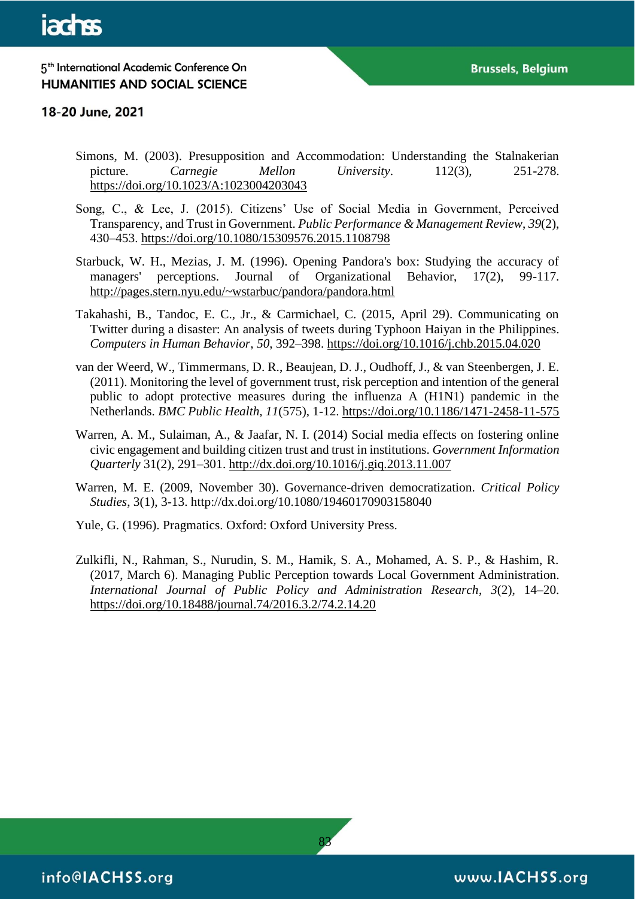Simons, M. (2003). Presupposition and Accommodation: Understanding the Stalnakerian picture. *Carnegie Mellon University*. 112(3), 251-278. https://doi.org/10.1023/A:1023004203043

Song, C., & Lee, J. (2015). Citizens' Use of Social Media in Government, Perceived Transparency, and Trust in Government. *Public Performance & Management Review*, *39*(2), 430–453. https://doi.org/10.1080/15309576.2015.1108798

Starbuck, W. H., Mezias, J. M. (1996). Opening Pandora's box: Studying the accuracy of managers' perceptions. Journal of Organizational Behavior, 17(2), 99-117. http://pages.stern.nyu.edu/~wstarbuc/pandora/pandora.html

Takahashi, B., Tandoc, E. C., Jr., & Carmichael, C. (2015, April 29). Communicating on Twitter during a disaster: An analysis of tweets during Typhoon Haiyan in the Philippines. *Computers in Human Behavior*, *50*, 392–398. https://doi.org/10.1016/j.chb.2015.04.020

van der Weerd, W., Timmermans, D. R., Beaujean, D. J., Oudhoff, J., & van Steenbergen, J. E. (2011). Monitoring the level of government trust, risk perception and intention of the general public to adopt protective measures during the influenza A (H1N1) pandemic in the Netherlands. *BMC Public Health*, *11*(575), 1-12. https://doi.org/10.1186/1471-2458-11-575

Warren, A. M., Sulaiman, A., & Jaafar, N. I. (2014) Social media effects on fostering online civic engagement and building citizen trust and trust in institutions. *Government Information Quarterly* 31(2), 291–301. http://dx.doi.org/10.1016/j.giq.2013.11.007

Warren, M. E. (2009, November 30). Governance-driven democratization. *Critical Policy Studies*, 3(1), 3-13. http://dx.doi.org/10.1080/19460170903158040

Yule, G. (1996). Pragmatics. Oxford: Oxford University Press.

Zulkifli, N., Rahman, S., Nurudin, S. M., Hamik, S. A., Mohamed, A. S. P., & Hashim, R. (2017, March 6). Managing Public Perception towards Local Government Administration. *International Journal of Public Policy and Administration Research*, *3*(2), 14–20. https://doi.org/10.18488/journal.74/2016.3.2/74.2.14.20